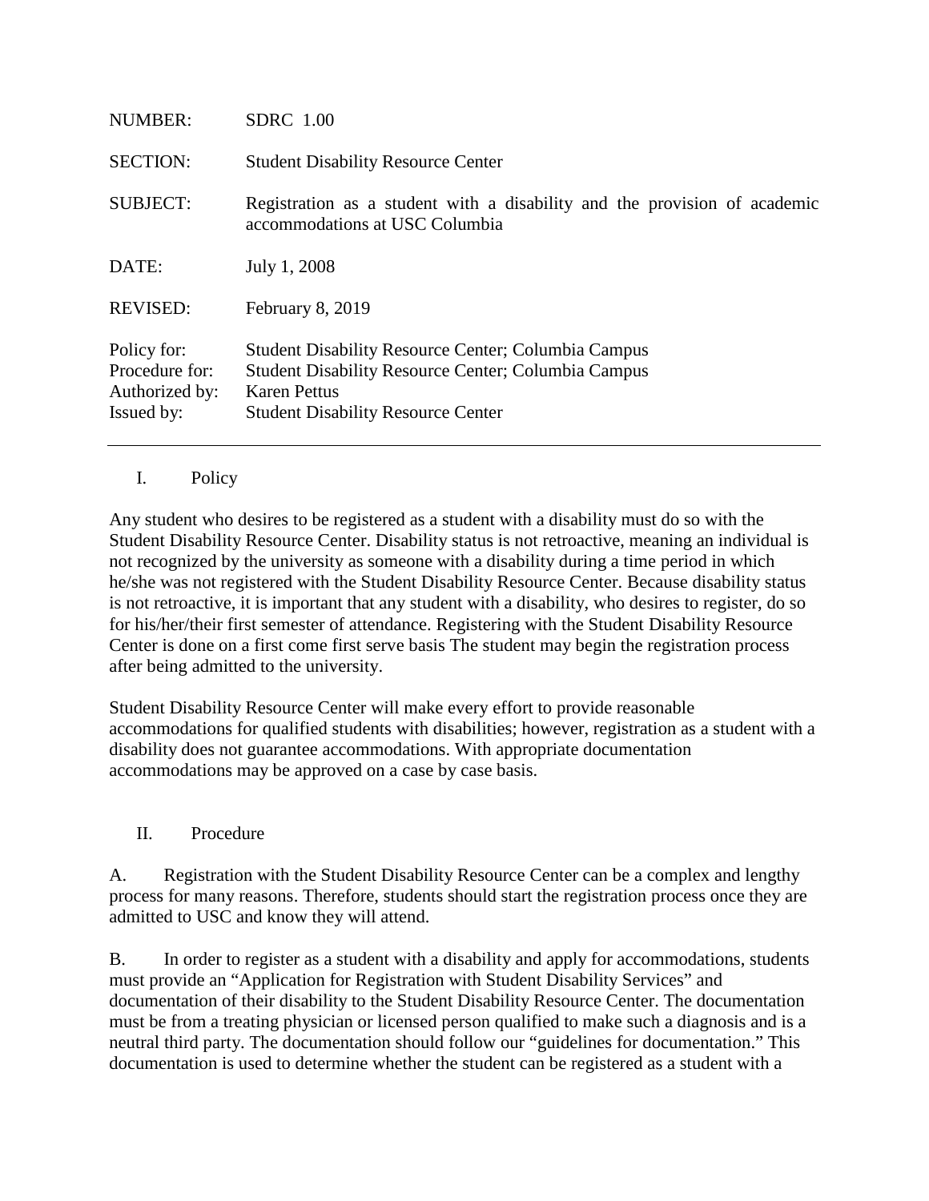| | |
|---|---|
| NUMBER: | SDRC 1.00 |
| SECTION: | Student Disability Resource Center |
| SUBJECT: | Registration as a student with a disability and the provision of academic accommodations at USC Columbia |
| DATE: | July 1, 2008 |
| REVISED: | February 8, 2019 |
| Policy for: | Student Disability Resource Center; Columbia Campus |
| Procedure for: | Student Disability Resource Center; Columbia Campus |
| Authorized by: | Karen Pettus |
| Issued by: | Student Disability Resource Center |

---

## I. Policy

Any student who desires to be registered as a student with a disability must do so with the Student Disability Resource Center. Disability status is not retroactive, meaning an individual is not recognized by the university as someone with a disability during a time period in which he/she was not registered with the Student Disability Resource Center. Because disability status is not retroactive, it is important that any student with a disability, who desires to register, do so for his/her/their first semester of attendance. Registering with the Student Disability Resource Center is done on a first come first serve basis The student may begin the registration process after being admitted to the university.

Student Disability Resource Center will make every effort to provide reasonable accommodations for qualified students with disabilities; however, registration as a student with a disability does not guarantee accommodations. With appropriate documentation accommodations may be approved on a case by case basis.

## II. Procedure

A. Registration with the Student Disability Resource Center can be a complex and lengthy process for many reasons. Therefore, students should start the registration process once they are admitted to USC and know they will attend.

B. In order to register as a student with a disability and apply for accommodations, students must provide an "Application for Registration with Student Disability Services" and documentation of their disability to the Student Disability Resource Center. The documentation must be from a treating physician or licensed person qualified to make such a diagnosis and is a neutral third party. The documentation should follow our "guidelines for documentation." This documentation is used to determine whether the student can be registered as a student with a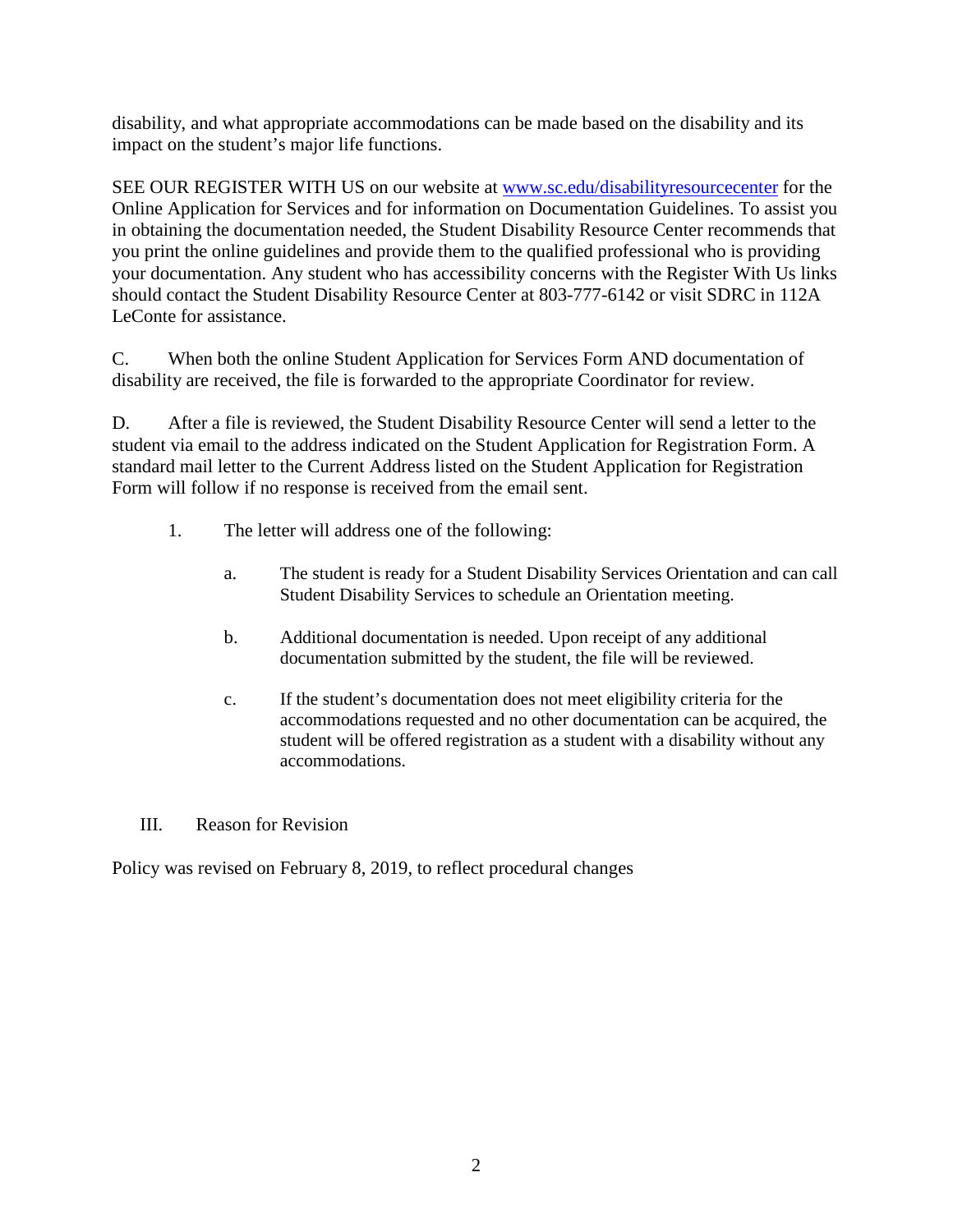disability, and what appropriate accommodations can be made based on the disability and its impact on the student's major life functions.

SEE OUR REGISTER WITH US on our website at [www.sc.edu/disabilityresourcecenter](www.sc.edu/disabilityresourcecenter) for the Online Application for Services and for information on Documentation Guidelines. To assist you in obtaining the documentation needed, the Student Disability Resource Center recommends that you print the online guidelines and provide them to the qualified professional who is providing your documentation. Any student who has accessibility concerns with the Register With Us links should contact the Student Disability Resource Center at 803-777-6142 or visit SDRC in 112A LeConte for assistance.

C. When both the online Student Application for Services Form AND documentation of disability are received, the file is forwarded to the appropriate Coordinator for review.

D. After a file is reviewed, the Student Disability Resource Center will send a letter to the student via email to the address indicated on the Student Application for Registration Form. A standard mail letter to the Current Address listed on the Student Application for Registration Form will follow if no response is received from the email sent.

1. The letter will address one of the following:

   a. The student is ready for a Student Disability Services Orientation and can call Student Disability Services to schedule an Orientation meeting.

   b. Additional documentation is needed. Upon receipt of any additional documentation submitted by the student, the file will be reviewed.

   c. If the student's documentation does not meet eligibility criteria for the accommodations requested and no other documentation can be acquired, the student will be offered registration as a student with a disability without any accommodations.

## III. Reason for Revision

Policy was revised on February 8, 2019, to reflect procedural changes